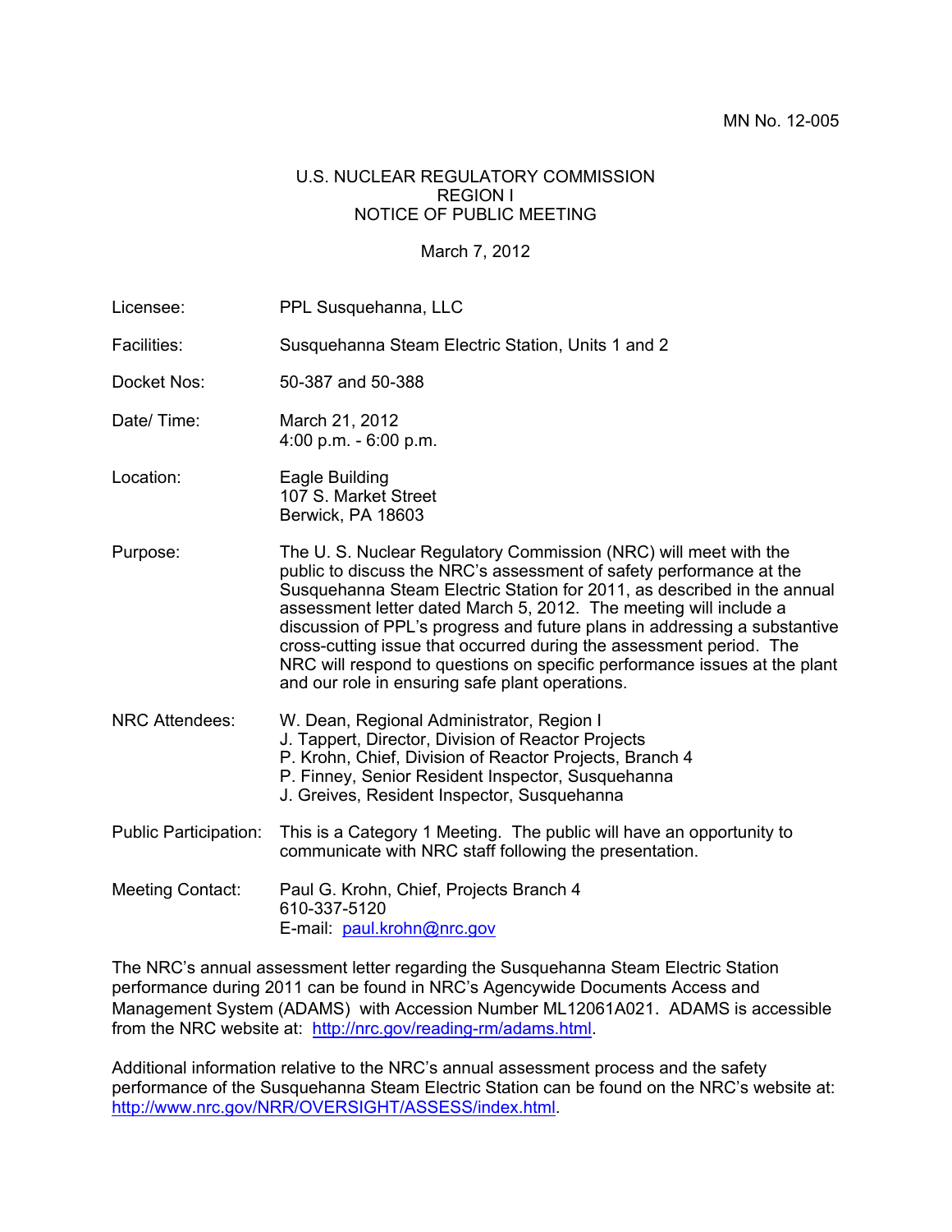MN No. 12-005

U.S. NUCLEAR REGULATORY COMMISSION
REGION I
NOTICE OF PUBLIC MEETING

March 7, 2012

| | |
|---|---|
| Licensee: | PPL Susquehanna, LLC |
| Facilities: | Susquehanna Steam Electric Station, Units 1 and 2 |
| Docket Nos: | 50-387 and 50-388 |
| Date/ Time: | March 21, 2012<br>4:00 p.m. - 6:00 p.m. |
| Location: | Eagle Building<br>107 S. Market Street<br>Berwick, PA 18603 |
| Purpose: | The U. S. Nuclear Regulatory Commission (NRC) will meet with the public to discuss the NRC's assessment of safety performance at the Susquehanna Steam Electric Station for 2011, as described in the annual assessment letter dated March 5, 2012. The meeting will include a discussion of PPL's progress and future plans in addressing a substantive cross-cutting issue that occurred during the assessment period. The NRC will respond to questions on specific performance issues at the plant and our role in ensuring safe plant operations. |
| NRC Attendees: | W. Dean, Regional Administrator, Region I<br>J. Tappert, Director, Division of Reactor Projects<br>P. Krohn, Chief, Division of Reactor Projects, Branch 4<br>P. Finney, Senior Resident Inspector, Susquehanna<br>J. Greives, Resident Inspector, Susquehanna |
| Public Participation: | This is a Category 1 Meeting. The public will have an opportunity to communicate with NRC staff following the presentation. |
| Meeting Contact: | Paul G. Krohn, Chief, Projects Branch 4<br>610-337-5120<br>E-mail: paul.krohn@nrc.gov |

The NRC's annual assessment letter regarding the Susquehanna Steam Electric Station performance during 2011 can be found in NRC's Agencywide Documents Access and Management System (ADAMS) with Accession Number ML12061A021. ADAMS is accessible from the NRC website at: http://nrc.gov/reading-rm/adams.html.

Additional information relative to the NRC's annual assessment process and the safety performance of the Susquehanna Steam Electric Station can be found on the NRC's website at: http://www.nrc.gov/NRR/OVERSIGHT/ASSESS/index.html.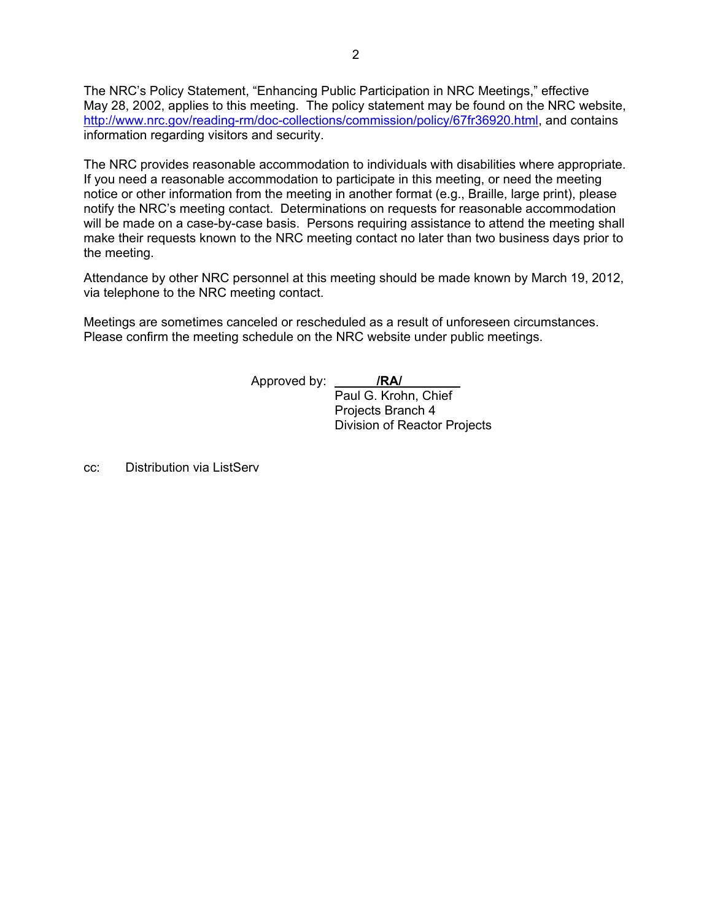The NRC's Policy Statement, "Enhancing Public Participation in NRC Meetings," effective May 28, 2002, applies to this meeting. The policy statement may be found on the NRC website, http://www.nrc.gov/reading-rm/doc-collections/commission/policy/67fr36920.html, and contains information regarding visitors and security.

The NRC provides reasonable accommodation to individuals with disabilities where appropriate. If you need a reasonable accommodation to participate in this meeting, or need the meeting notice or other information from the meeting in another format (e.g., Braille, large print), please notify the NRC's meeting contact. Determinations on requests for reasonable accommodation will be made on a case-by-case basis. Persons requiring assistance to attend the meeting shall make their requests known to the NRC meeting contact no later than two business days prior to the meeting.

Attendance by other NRC personnel at this meeting should be made known by March 19, 2012, via telephone to the NRC meeting contact.

Meetings are sometimes canceled or rescheduled as a result of unforeseen circumstances. Please confirm the meeting schedule on the NRC website under public meetings.

Approved by: **/RA/**
Paul G. Krohn, Chief
Projects Branch 4
Division of Reactor Projects

cc: Distribution via ListServ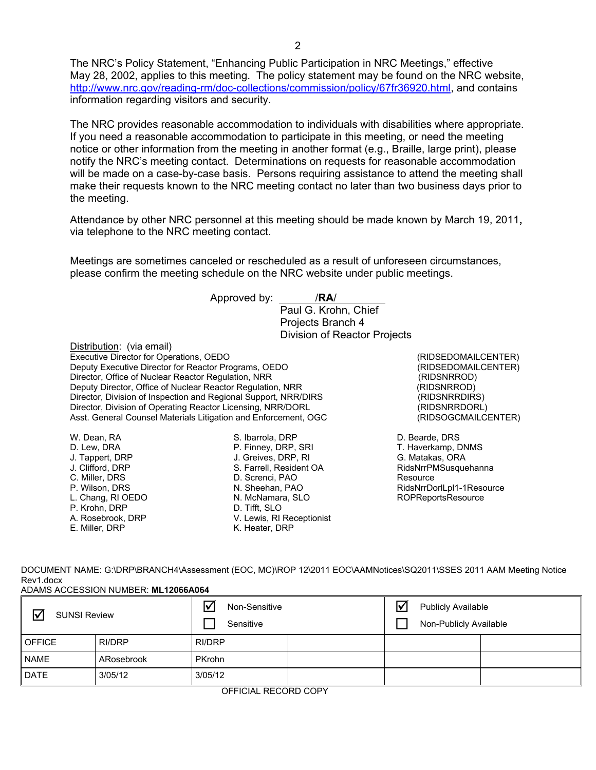The NRC's Policy Statement, "Enhancing Public Participation in NRC Meetings," effective May 28, 2002, applies to this meeting. The policy statement may be found on the NRC website, http://www.nrc.gov/reading-rm/doc-collections/commission/policy/67fr36920.html, and contains information regarding visitors and security.

The NRC provides reasonable accommodation to individuals with disabilities where appropriate. If you need a reasonable accommodation to participate in this meeting, or need the meeting notice or other information from the meeting in another format (e.g., Braille, large print), please notify the NRC's meeting contact. Determinations on requests for reasonable accommodation will be made on a case-by-case basis. Persons requiring assistance to attend the meeting shall make their requests known to the NRC meeting contact no later than two business days prior to the meeting.

Attendance by other NRC personnel at this meeting should be made known by March 19, 2011**,** via telephone to the NRC meeting contact.

Meetings are sometimes canceled or rescheduled as a result of unforeseen circumstances, please confirm the meeting schedule on the NRC website under public meetings.

Approved by: /**RA**/
Paul G. Krohn, Chief
Projects Branch 4
Division of Reactor Projects

Distribution: (via email)
Executive Director for Operations, OEDO (RIDSEDOMAILCENTER)
Deputy Executive Director for Reactor Programs, OEDO (RIDSEDOMAILCENTER)
Director, Office of Nuclear Reactor Regulation, NRR (RIDSNRROD)
Deputy Director, Office of Nuclear Reactor Regulation, NRR (RIDSNRROD)
Director, Division of Inspection and Regional Support, NRR/DIRS (RIDSNRRDIRS)
Director, Division of Operating Reactor Licensing, NRR/DORL (RIDSNRRDORL)
Asst. General Counsel Materials Litigation and Enforcement, OGC (RIDSOGCMAILCENTER)

W. Dean, RA
D. Lew, DRA
J. Tappert, DRP
J. Clifford, DRP
C. Miller, DRS
P. Wilson, DRS
L. Chang, RI OEDO
P. Krohn, DRP
A. Rosebrook, DRP
E. Miller, DRP
S. Ibarrola, DRP
P. Finney, DRP, SRI
J. Greives, DRP, RI
S. Farrell, Resident OA
D. Screnci, PAO
N. Sheehan, PAO
N. McNamara, SLO
D. Tifft, SLO
V. Lewis, RI Receptionist
K. Heater, DRP
D. Bearde, DRS
T. Haverkamp, DNMS
G. Matakas, ORA
RidsNrrPMSusquehanna Resource
RidsNrrDorlLpl1-1Resource
ROPReportsResource

DOCUMENT NAME: G:\DRP\BRANCH4\Assessment (EOC, MC)\ROP 12\2011 EOC\AAMNotices\SQ2011\SSES 2011 AAM Meeting Notice Rev1.docx
ADAMS ACCESSION NUMBER: **ML12066A064**

| ☑ SUNSI Review | | ☑ Non-Sensitive ☐ Sensitive | | ☑ Publicly Available ☐ Non-Publicly Available | |
|---|---|---|---|---|---|
| OFFICE | RI/DRP | RI/DRP | | | |
| NAME | ARosebrook | PKrohn | | | |
| DATE | 3/05/12 | 3/05/12 | | | |

OFFICIAL RECORD COPY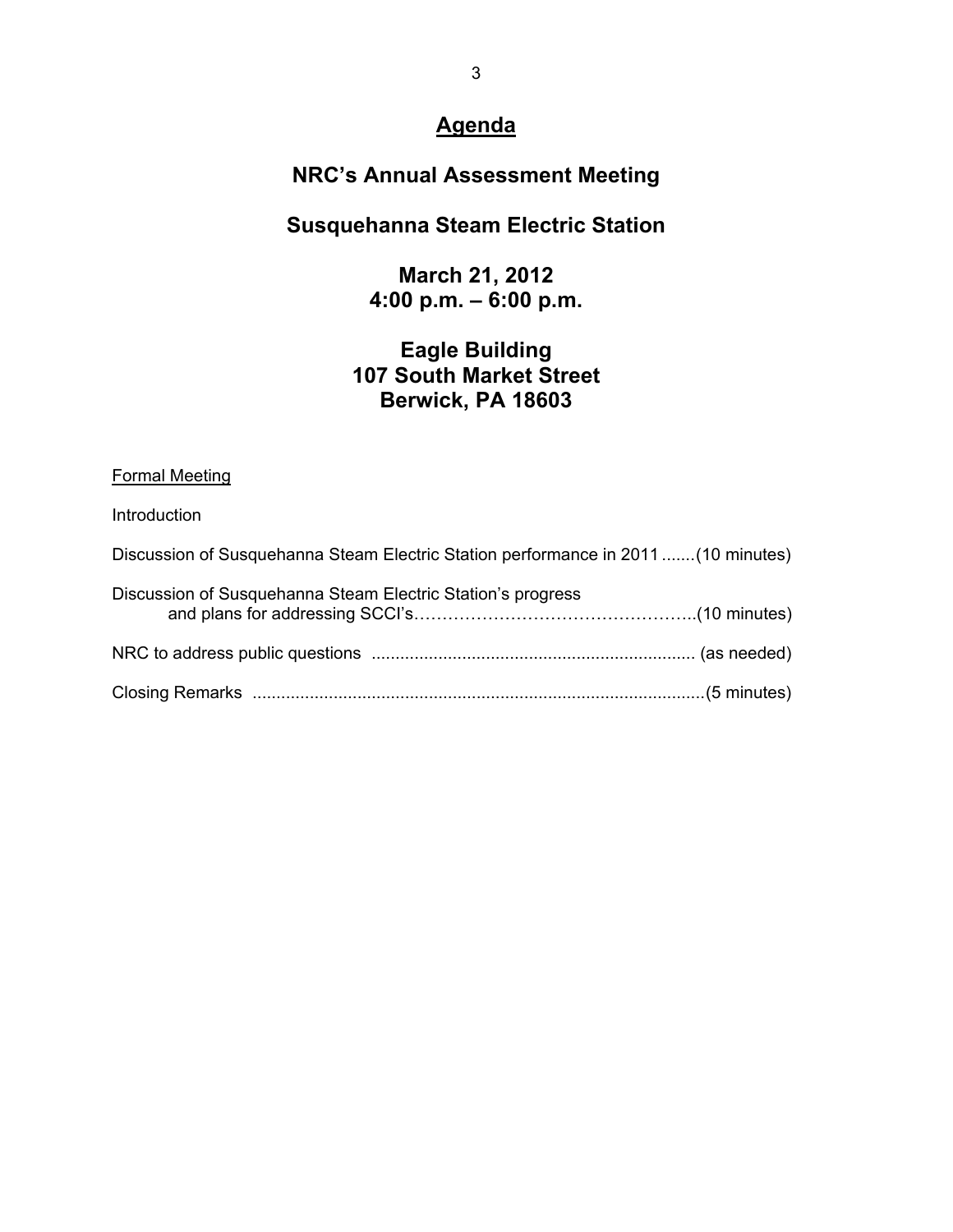# Agenda

## NRC's Annual Assessment Meeting

## Susquehanna Steam Electric Station

**March 21, 2012**
**4:00 p.m. – 6:00 p.m.**

**Eagle Building**
**107 South Market Street**
**Berwick, PA 18603**

Formal Meeting

Introduction

Discussion of Susquehanna Steam Electric Station performance in 2011 .......(10 minutes)

Discussion of Susquehanna Steam Electric Station's progress and plans for addressing SCCI's…………………………………………..(10 minutes)

NRC to address public questions .................................................................. (as needed)

Closing Remarks ..............................................................................................(5 minutes)